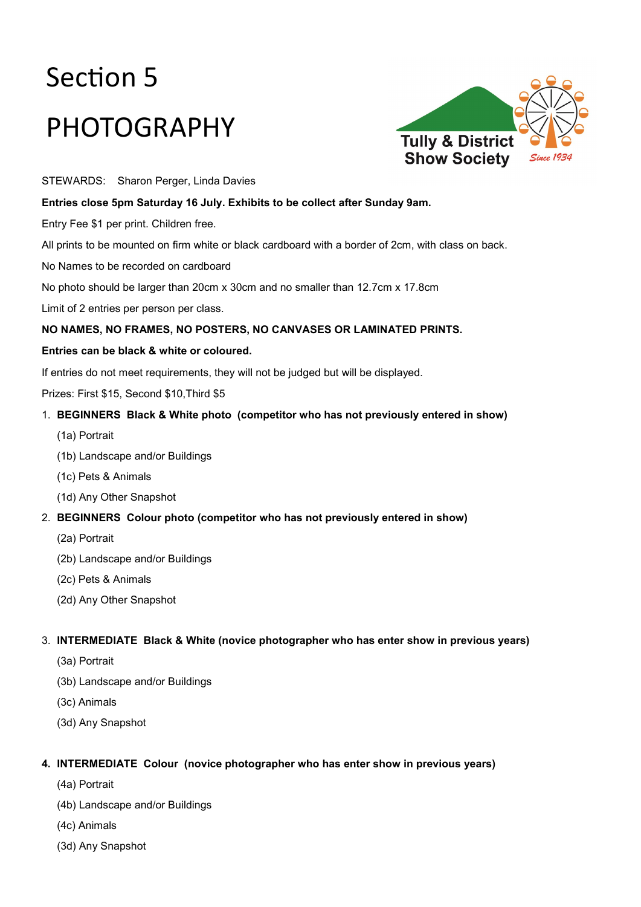# Section 5

# PHOTOGRAPHY

Tully & District Show Society

*Since 1934*

STEWARDS: Sharon Perger, Linda Davies

**Entries close 5pm Saturday 16 July. Exhibits to be collect after Sunday 9am.**

Entry Fee $1 per print. Children free.

All prints to be mounted on firm white or black cardboard with a border of 2cm, with class on back.

No Names to be recorded on cardboard

No photo should be larger than 20cm x 30cm and no smaller than 12.7cm x 17.8cm

Limit of 2 entries per person per class.

**NO NAMES, NO FRAMES, NO POSTERS, NO CANVASES OR LAMINATED PRINTS.**

**Entries can be black & white or coloured.**

If entries do not meet requirements, they will not be judged but will be displayed.

Prizes: First $15, Second $10,Third $5

1. **BEGINNERS Black & White photo (competitor who has not previously entered in show)**
   - (1a) Portrait
   - (1b) Landscape and/or Buildings
   - (1c) Pets & Animals
   - (1d) Any Other Snapshot
2. **BEGINNERS Colour photo (competitor who has not previously entered in show)**
   - (2a) Portrait
   - (2b) Landscape and/or Buildings
   - (2c) Pets & Animals
   - (2d) Any Other Snapshot
3. **INTERMEDIATE Black & White (novice photographer who has enter show in previous years)**
   - (3a) Portrait
   - (3b) Landscape and/or Buildings
   - (3c) Animals
   - (3d) Any Snapshot
4. **INTERMEDIATE Colour (novice photographer who has enter show in previous years)**
   - (4a) Portrait
   - (4b) Landscape and/or Buildings
   - (4c) Animals
   - (3d) Any Snapshot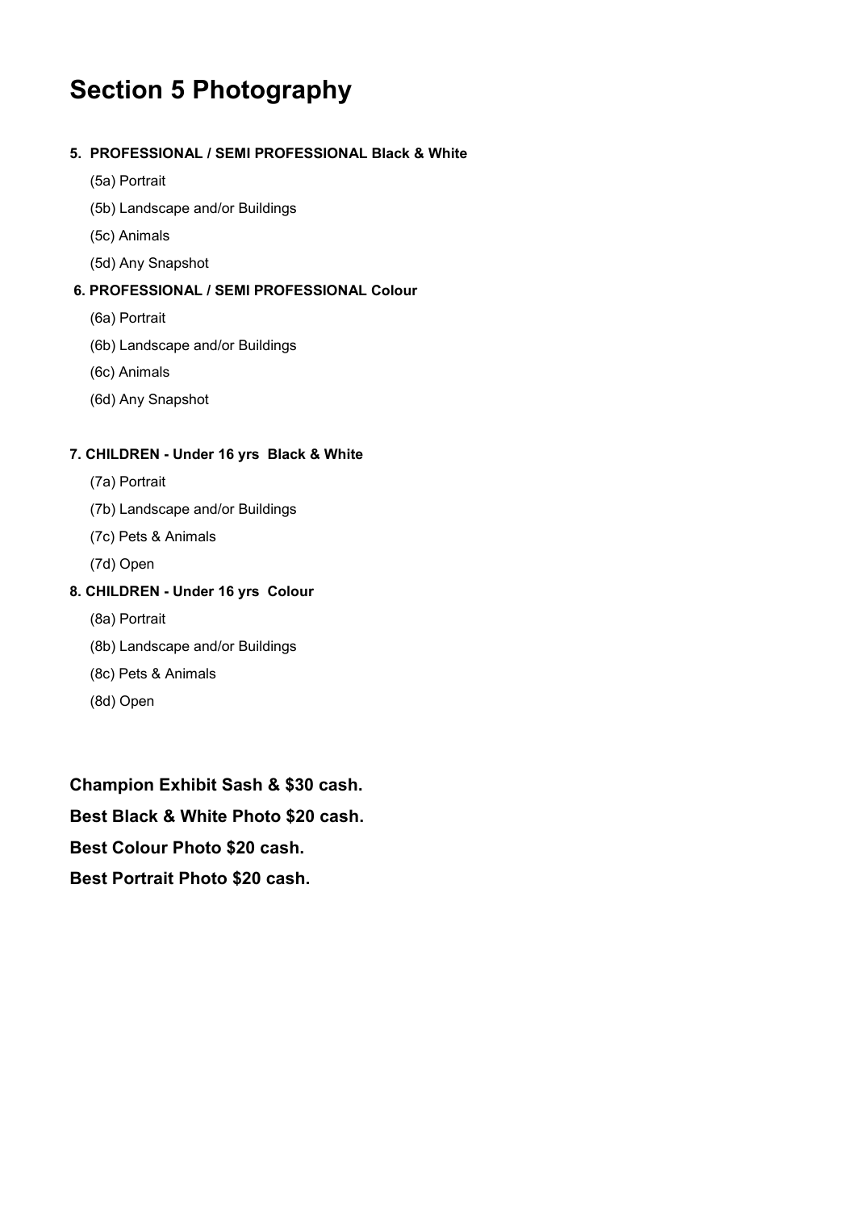# Section 5 Photography

**5. PROFESSIONAL / SEMI PROFESSIONAL Black & White**

- (5a) Portrait
- (5b) Landscape and/or Buildings
- (5c) Animals
- (5d) Any Snapshot

**6. PROFESSIONAL / SEMI PROFESSIONAL Colour**

- (6a) Portrait
- (6b) Landscape and/or Buildings
- (6c) Animals
- (6d) Any Snapshot

**7. CHILDREN - Under 16 yrs Black & White**

- (7a) Portrait
- (7b) Landscape and/or Buildings
- (7c) Pets & Animals
- (7d) Open

**8. CHILDREN - Under 16 yrs Colour**

- (8a) Portrait
- (8b) Landscape and/or Buildings
- (8c) Pets & Animals
- (8d) Open

**Champion Exhibit Sash & $30 cash.**

**Best Black & White Photo $20 cash.**

**Best Colour Photo $20 cash.**

**Best Portrait Photo $20 cash.**